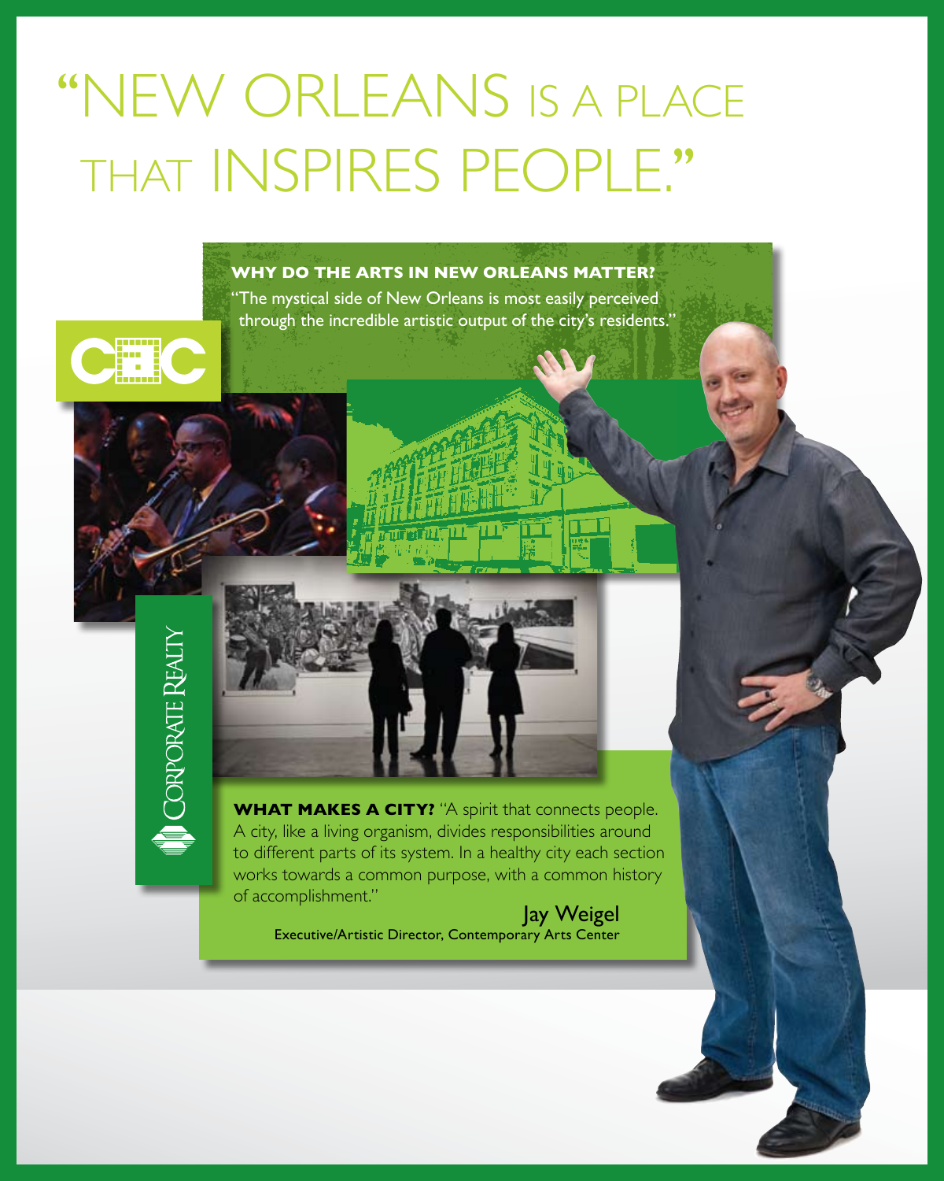# "NEW ORLEANS IS A PLACE THAT INSPIRES PEOPLE."

**WHY DO THE ARTS IN NEW ORLEANS MATTER?**
"The mystical side of New Orleans is most easily perceived through the incredible artistic output of the city's residents."

CAC

CORPORATE REALTY

**WHAT MAKES A CITY?** "A spirit that connects people. A city, like a living organism, divides responsibilities around to different parts of its system. In a healthy city each section works towards a common purpose, with a common history of accomplishment."

Jay Weigel
Executive/Artistic Director, Contemporary Arts Center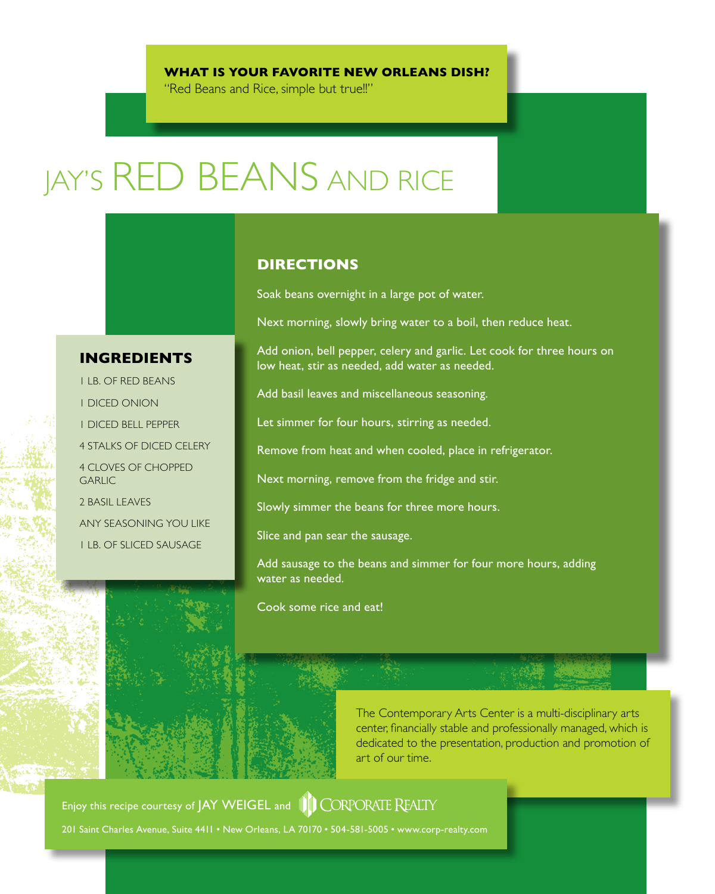**WHAT IS YOUR FAVORITE NEW ORLEANS DISH?**

"Red Beans and Rice, simple but true!!"

# JAY'S RED BEANS AND RICE

## INGREDIENTS

- 1 LB. OF RED BEANS
- 1 DICED ONION
- 1 DICED BELL PEPPER
- 4 STALKS OF DICED CELERY
- 4 CLOVES OF CHOPPED GARLIC
- 2 BASIL LEAVES
- ANY SEASONING YOU LIKE
- 1 LB. OF SLICED SAUSAGE

## DIRECTIONS

Soak beans overnight in a large pot of water.

Next morning, slowly bring water to a boil, then reduce heat.

Add onion, bell pepper, celery and garlic. Let cook for three hours on low heat, stir as needed, add water as needed.

Add basil leaves and miscellaneous seasoning.

Let simmer for four hours, stirring as needed.

Remove from heat and when cooled, place in refrigerator.

Next morning, remove from the fridge and stir.

Slowly simmer the beans for three more hours.

Slice and pan sear the sausage.

Add sausage to the beans and simmer for four more hours, adding water as needed.

Cook some rice and eat!

The Contemporary Arts Center is a multi-disciplinary arts center, financially stable and professionally managed, which is dedicated to the presentation, production and promotion of art of our time.

Enjoy this recipe courtesy of JAY WEIGEL and CORPORATE REALTY

201 Saint Charles Avenue, Suite 4411 • New Orleans, LA 70170 • 504-581-5005 • www.corp-realty.com